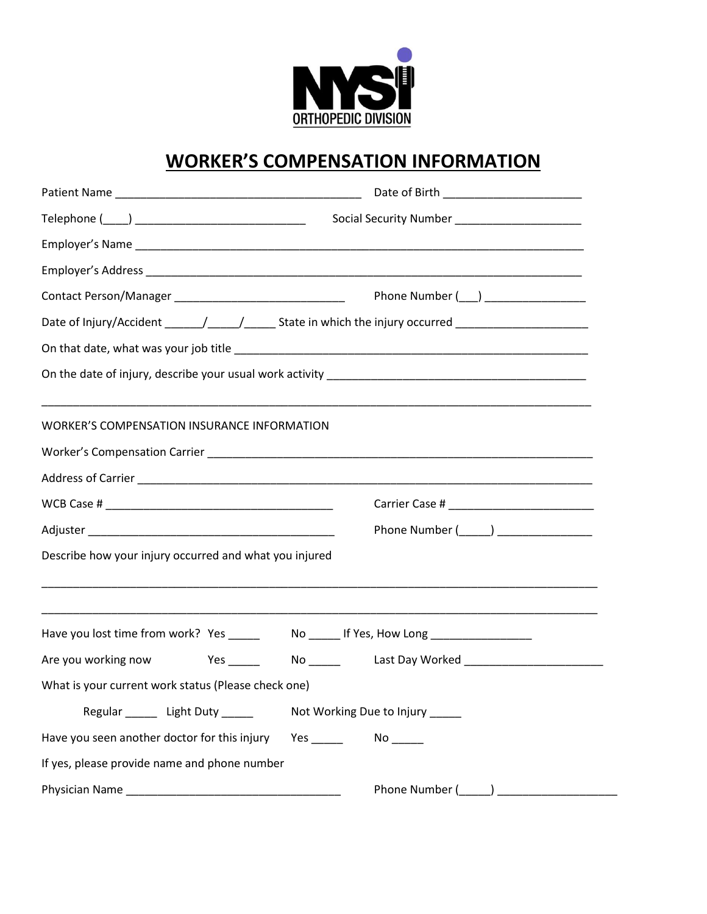NYSI
ORTHOPEDIC DIVISION

# WORKER'S COMPENSATION INFORMATION

Patient Name ______________________________________ Date of Birth _____________________

Telephone (____) ___________________________ Social Security Number ____________________

Employer's Name ________________________________________________________________________

Employer's Address ______________________________________________________________________

Contact Person/Manager ___________________________ Phone Number (___) _______________

Date of Injury/Accident ______/_____/_____ State in which the injury occurred ____________________

On that date, what was your job title ________________________________________________________

On the date of injury, describe your usual work activity _______________________________________

___________________________________________________________________________________________

WORKER'S COMPENSATION INSURANCE INFORMATION

Worker's Compensation Carrier ____________________________________________________________

Address of Carrier ________________________________________________________________________

WCB Case # ___________________________________ Carrier Case # ______________________

Adjuster ______________________________________ Phone Number (_____) ______________

Describe how your injury occurred and what you injured

___________________________________________________________________________________________

___________________________________________________________________________________________

Have you lost time from work? Yes _____ No _____ If Yes, How Long _______________

Are you working now Yes _____ No _____ Last Day Worked _____________________

What is your current work status (Please check one)

Regular _____ Light Duty _____ Not Working Due to Injury _____

Have you seen another doctor for this injury Yes _____ No _____

If yes, please provide name and phone number

Physician Name _________________________________ Phone Number (_____) __________________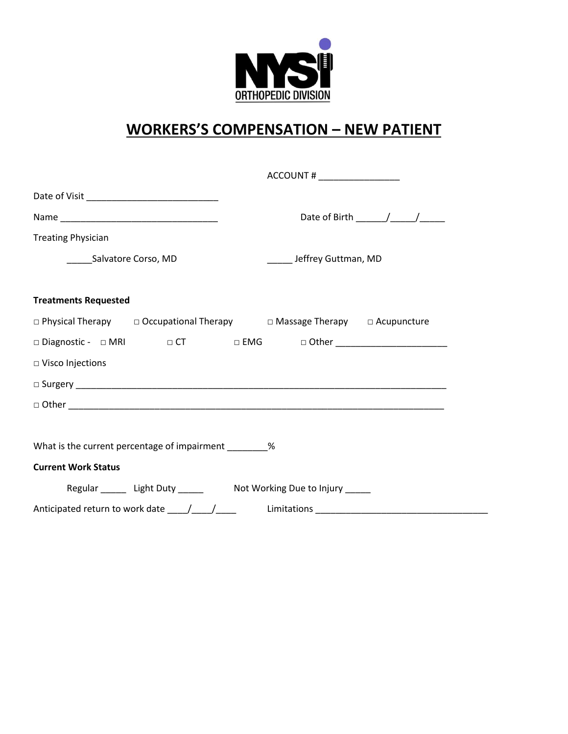NYSI ORTHOPEDIC DIVISION

# WORKERS'S COMPENSATION – NEW PATIENT

ACCOUNT # ________________

Date of Visit __________________________

Name _______________________________ Date of Birth ______/_____/_____

Treating Physician

_____Salvatore Corso, MD _____ Jeffrey Guttman, MD

**Treatments Requested**

□ Physical Therapy □ Occupational Therapy □ Massage Therapy □ Acupuncture

□ Diagnostic - □ MRI □ CT □ EMG □ Other _____________________

□ Visco Injections

□ Surgery ___________________________________________________________________________

□ Other _____________________________________________________________________________

What is the current percentage of impairment ________%

**Current Work Status**

Regular _____ Light Duty _____ Not Working Due to Injury _____

Anticipated return to work date ____/____/____ Limitations __________________________________